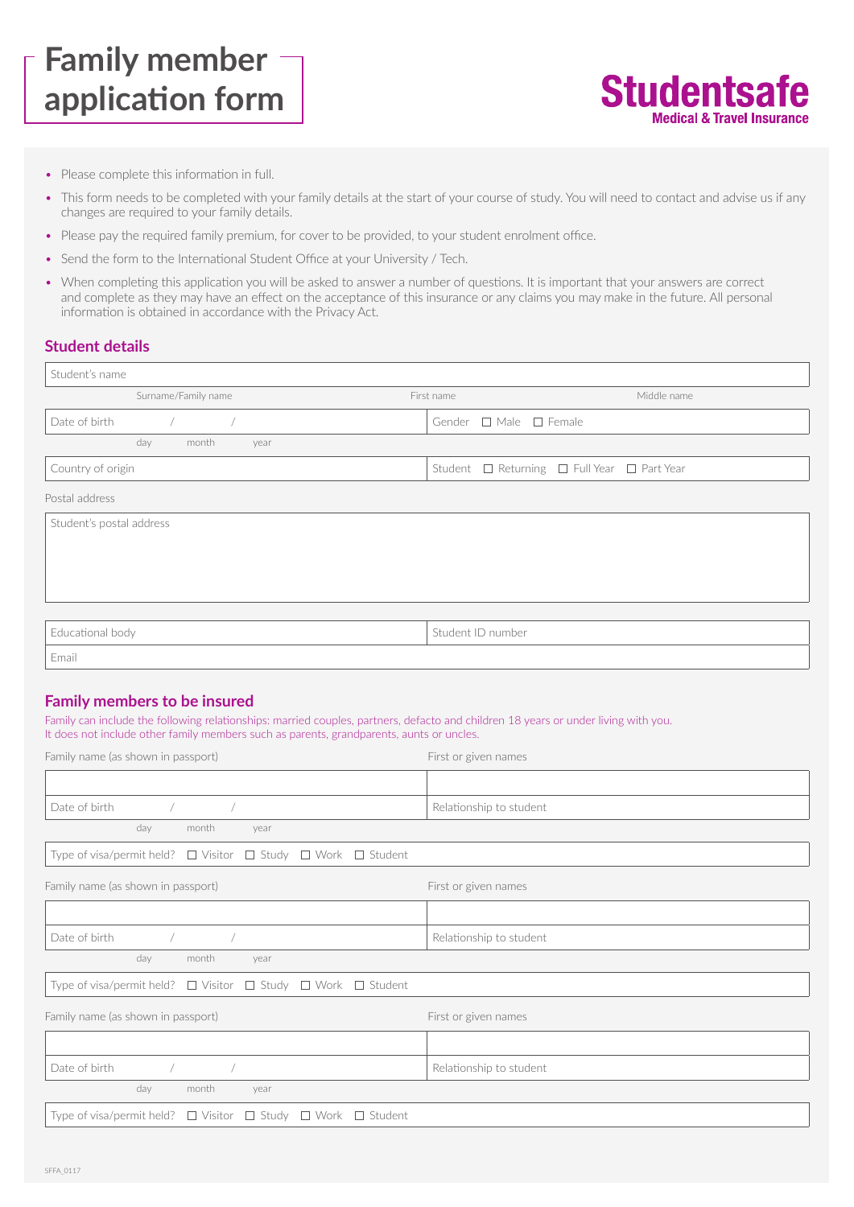# Family member application form

**Studentsafe**
**Medical & Travel Insurance**

- Please complete this information in full.
- This form needs to be completed with your family details at the start of your course of study. You will need to contact and advise us if any changes are required to your family details.
- Please pay the required family premium, for cover to be provided, to your student enrolment office.
- Send the form to the International Student Office at your University / Tech.
- When completing this application you will be asked to answer a number of questions. It is important that your answers are correct and complete as they may have an effect on the acceptance of this insurance or any claims you may make in the future. All personal information is obtained in accordance with the Privacy Act.

## Student details

Student's name

Surname/Family name | First name | Middle name

Date of birth ___ / ___ / ___ (day / month / year)

Gender ☐ Male ☐ Female

Country of origin

Student ☐ Returning ☐ Full Year ☐ Part Year

Postal address

Student's postal address

Educational body

Student ID number

Email

## Family members to be insured

Family can include the following relationships: married couples, partners, defacto and children 18 years or under living with you. It does not include other family members such as parents, grandparents, aunts or uncles.

Family name (as shown in passport) | First or given names

Date of birth ___ / ___ / ___ (day / month / year)

Relationship to student

Type of visa/permit held? ☐ Visitor ☐ Study ☐ Work ☐ Student

Family name (as shown in passport) | First or given names

Date of birth ___ / ___ / ___ (day / month / year)

Relationship to student

Type of visa/permit held? ☐ Visitor ☐ Study ☐ Work ☐ Student

Family name (as shown in passport) | First or given names

Date of birth ___ / ___ / ___ (day / month / year)

Relationship to student

Type of visa/permit held? ☐ Visitor ☐ Study ☐ Work ☐ Student

SFFA_0117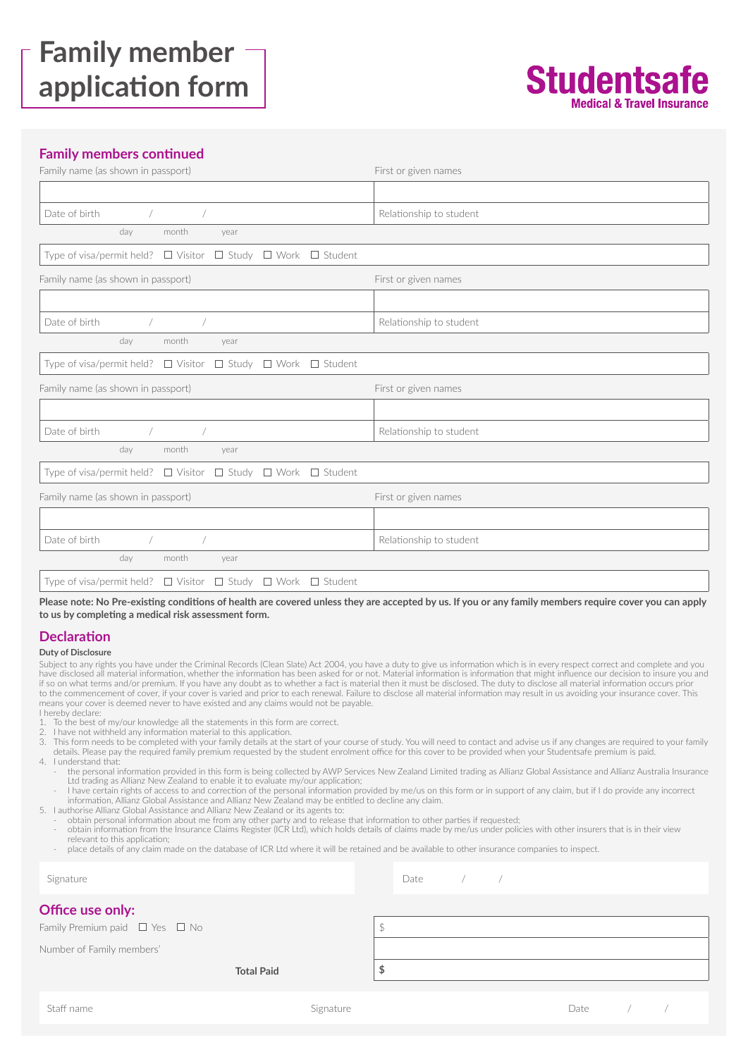# Family member application form

**Studentsafe**
**Medical & Travel Insurance**

## Family members continued

| Family name (as shown in passport) | First or given names |
|---|---|
| | |
| Date of birth / / (day month year) | Relationship to student |
| Type of visa/permit held? ☐ Visitor ☐ Study ☐ Work ☐ Student | |

| Family name (as shown in passport) | First or given names |
|---|---|
| | |
| Date of birth / / (day month year) | Relationship to student |
| Type of visa/permit held? ☐ Visitor ☐ Study ☐ Work ☐ Student | |

| Family name (as shown in passport) | First or given names |
|---|---|
| | |
| Date of birth / / (day month year) | Relationship to student |
| Type of visa/permit held? ☐ Visitor ☐ Study ☐ Work ☐ Student | |

| Family name (as shown in passport) | First or given names |
|---|---|
| | |
| Date of birth / / (day month year) | Relationship to student |
| Type of visa/permit held? ☐ Visitor ☐ Study ☐ Work ☐ Student | |

**Please note: No Pre-existing conditions of health are covered unless they are accepted by us. If you or any family members require cover you can apply to us by completing a medical risk assessment form.**

## Declaration

**Duty of Disclosure**

Subject to any rights you have under the Criminal Records (Clean Slate) Act 2004, you have a duty to give us information which is in every respect correct and complete and you have disclosed all material information, whether the information has been asked for or not. Material information is information that might influence our decision to insure you and if so on what terms and/or premium. If you have any doubt as to whether a fact is material then it must be disclosed. The duty to disclose all material information occurs prior to the commencement of cover, if your cover is varied and prior to each renewal. Failure to disclose all material information may result in us avoiding your insurance cover. This means your cover is deemed never to have existed and any claims would not be payable.

I hereby declare:

1. To the best of my/our knowledge all the statements in this form are correct.
2. I have not withheld any information material to this application.
3. This form needs to be completed with your family details at the start of your course of study. You will need to contact and advise us if any changes are required to your family details. Please pay the required family premium requested by the student enrolment office for this cover to be provided when your Studentsafe premium is paid.
4. I understand that:
   - the personal information provided in this form is being collected by AWP Services New Zealand Limited trading as Allianz Global Assistance and Allianz Australia Insurance Ltd trading as Allianz New Zealand to enable it to evaluate my/our application;
   - I have certain rights of access to and correction of the personal information provided by me/us on this form or in support of any claim, but if I do provide any incorrect information, Allianz Global Assistance and Allianz New Zealand may be entitled to decline any claim.
5. I authorise Allianz Global Assistance and Allianz New Zealand or its agents to:
   - obtain personal information about me from any other party and to release that information to other parties if requested;
   - obtain information from the Insurance Claims Register (ICR Ltd), which holds details of claims made by me/us under policies with other insurers that is in their view relevant to this application;
   - place details of any claim made on the database of ICR Ltd where it will be retained and be available to other insurance companies to inspect.

Signature &nbsp;&nbsp;&nbsp;&nbsp; Date / /

## Office use only:

| | |
|---|---|
| Family Premium paid ☐ Yes ☐ No | $ |
| Number of Family members' | |
| **Total Paid** | **$** |

Staff name &nbsp;&nbsp;&nbsp;&nbsp; Signature &nbsp;&nbsp;&nbsp;&nbsp; Date / /